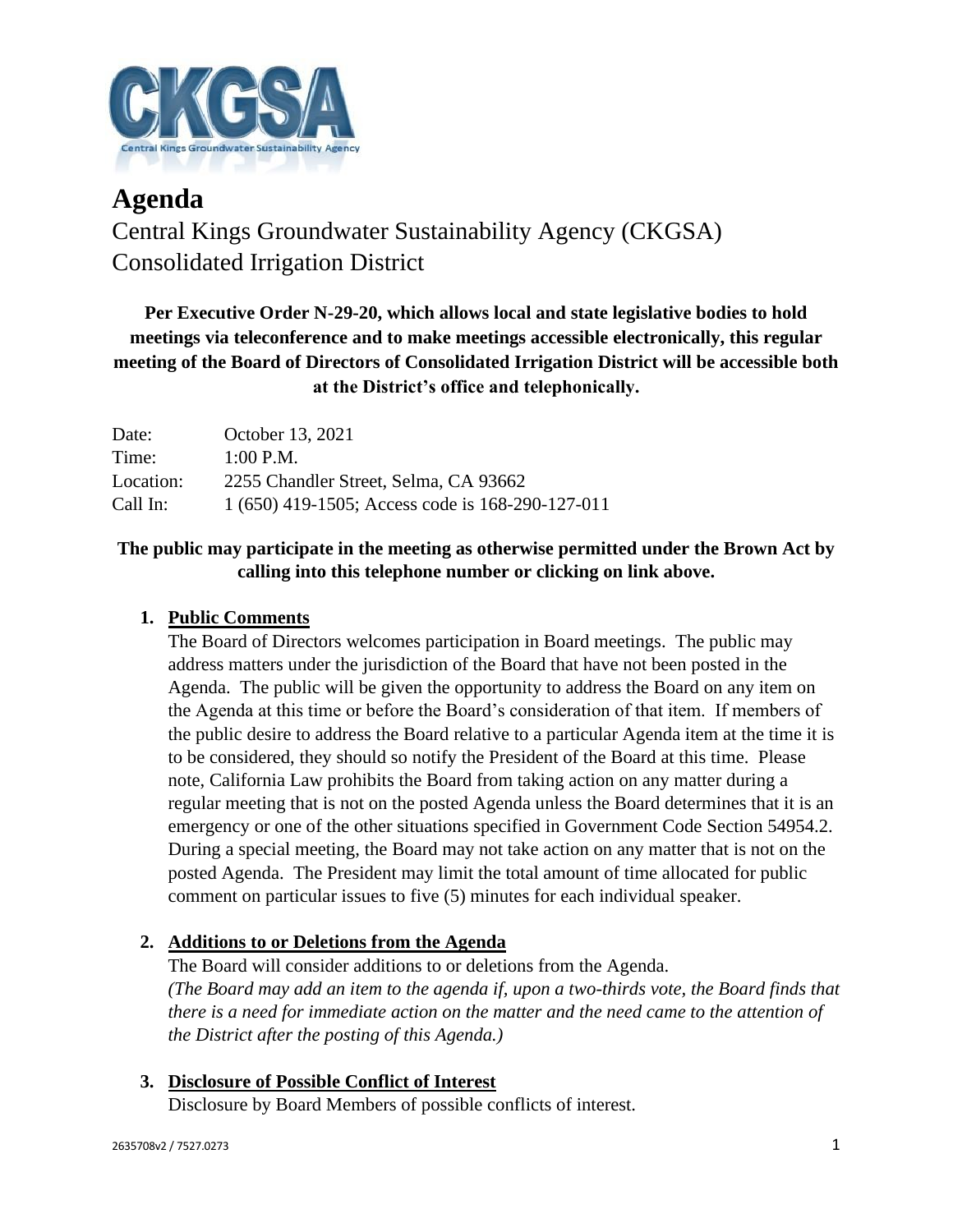# Agenda

Central Kings Groundwater Sustainability Agency (CKGSA)
Consolidated Irrigation District

**Per Executive Order N-29-20, which allows local and state legislative bodies to hold meetings via teleconference and to make meetings accessible electronically, this regular meeting of the Board of Directors of Consolidated Irrigation District will be accessible both at the District's office and telephonically.**

| | |
|---|---|
| Date: | October 13, 2021 |
| Time: | 1:00 P.M. |
| Location: | 2255 Chandler Street, Selma, CA 93662 |
| Call In: | 1 (650) 419-1505; Access code is 168-290-127-011 |

**The public may participate in the meeting as otherwise permitted under the Brown Act by calling into this telephone number or clicking on link above.**

1. **Public Comments**
   The Board of Directors welcomes participation in Board meetings. The public may address matters under the jurisdiction of the Board that have not been posted in the Agenda. The public will be given the opportunity to address the Board on any item on the Agenda at this time or before the Board's consideration of that item. If members of the public desire to address the Board relative to a particular Agenda item at the time it is to be considered, they should so notify the President of the Board at this time. Please note, California Law prohibits the Board from taking action on any matter during a regular meeting that is not on the posted Agenda unless the Board determines that it is an emergency or one of the other situations specified in Government Code Section 54954.2. During a special meeting, the Board may not take action on any matter that is not on the posted Agenda. The President may limit the total amount of time allocated for public comment on particular issues to five (5) minutes for each individual speaker.

2. **Additions to or Deletions from the Agenda**
   The Board will consider additions to or deletions from the Agenda.
   *(The Board may add an item to the agenda if, upon a two-thirds vote, the Board finds that there is a need for immediate action on the matter and the need came to the attention of the District after the posting of this Agenda.)*

3. **Disclosure of Possible Conflict of Interest**
   Disclosure by Board Members of possible conflicts of interest.

2635708v2 / 7527.0273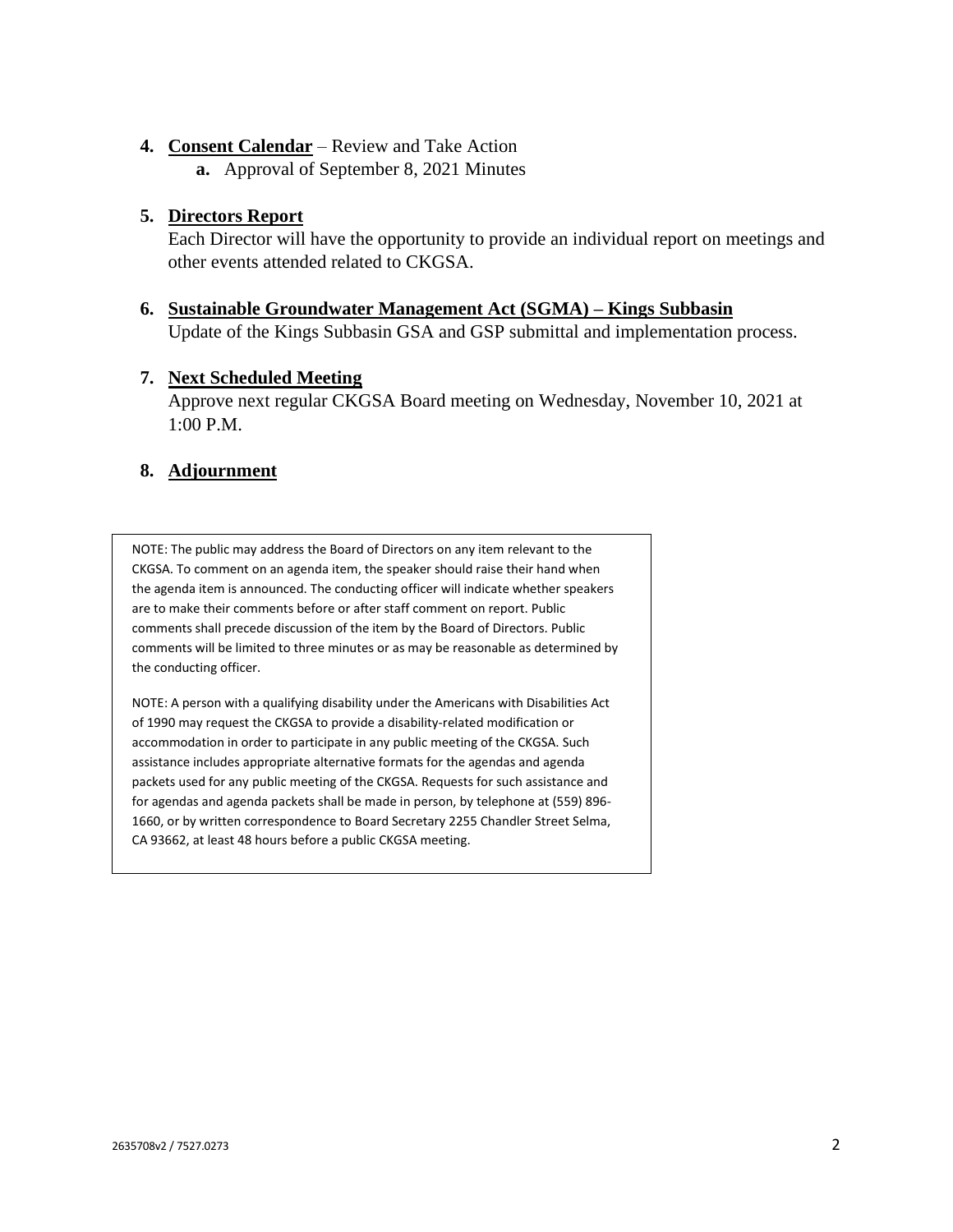4. **Consent Calendar** – Review and Take Action
   a. Approval of September 8, 2021 Minutes

5. **Directors Report**
   Each Director will have the opportunity to provide an individual report on meetings and other events attended related to CKGSA.

6. **Sustainable Groundwater Management Act (SGMA) – Kings Subbasin**
   Update of the Kings Subbasin GSA and GSP submittal and implementation process.

7. **Next Scheduled Meeting**
   Approve next regular CKGSA Board meeting on Wednesday, November 10, 2021 at 1:00 P.M.

8. **Adjournment**

NOTE: The public may address the Board of Directors on any item relevant to the CKGSA. To comment on an agenda item, the speaker should raise their hand when the agenda item is announced. The conducting officer will indicate whether speakers are to make their comments before or after staff comment on report. Public comments shall precede discussion of the item by the Board of Directors. Public comments will be limited to three minutes or as may be reasonable as determined by the conducting officer.

NOTE: A person with a qualifying disability under the Americans with Disabilities Act of 1990 may request the CKGSA to provide a disability-related modification or accommodation in order to participate in any public meeting of the CKGSA. Such assistance includes appropriate alternative formats for the agendas and agenda packets used for any public meeting of the CKGSA. Requests for such assistance and for agendas and agenda packets shall be made in person, by telephone at (559) 896-1660, or by written correspondence to Board Secretary 2255 Chandler Street Selma, CA 93662, at least 48 hours before a public CKGSA meeting.

2635708v2 / 7527.0273